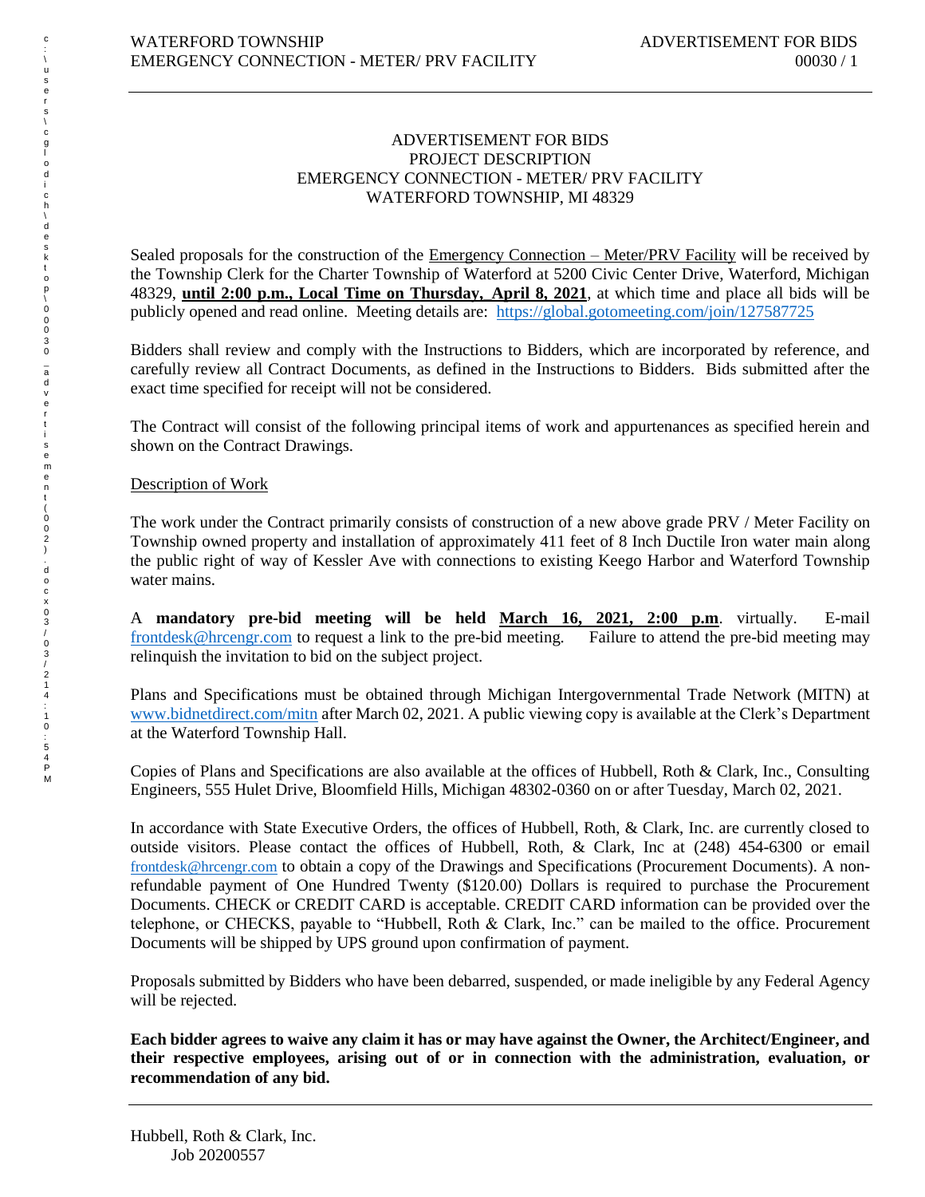ADVERTISEMENT FOR BIDS
PROJECT DESCRIPTION
EMERGENCY CONNECTION - METER/ PRV FACILITY
WATERFORD TOWNSHIP, MI 48329

Sealed proposals for the construction of the Emergency Connection – Meter/PRV Facility will be received by the Township Clerk for the Charter Township of Waterford at 5200 Civic Center Drive, Waterford, Michigan 48329, **until 2:00 p.m., Local Time on Thursday, April 8, 2021**, at which time and place all bids will be publicly opened and read online. Meeting details are: https://global.gotomeeting.com/join/127587725

Bidders shall review and comply with the Instructions to Bidders, which are incorporated by reference, and carefully review all Contract Documents, as defined in the Instructions to Bidders. Bids submitted after the exact time specified for receipt will not be considered.

The Contract will consist of the following principal items of work and appurtenances as specified herein and shown on the Contract Drawings.

Description of Work

The work under the Contract primarily consists of construction of a new above grade PRV / Meter Facility on Township owned property and installation of approximately 411 feet of 8 Inch Ductile Iron water main along the public right of way of Kessler Ave with connections to existing Keego Harbor and Waterford Township water mains.

A **mandatory pre-bid meeting will be held March 16, 2021, 2:00 p.m**. virtually. E-mail frontdesk@hrcengr.com to request a link to the pre-bid meeting. Failure to attend the pre-bid meeting may relinquish the invitation to bid on the subject project.

Plans and Specifications must be obtained through Michigan Intergovernmental Trade Network (MITN) at www.bidnetdirect.com/mitn after March 02, 2021. A public viewing copy is available at the Clerk's Department at the Waterford Township Hall.

Copies of Plans and Specifications are also available at the offices of Hubbell, Roth & Clark, Inc., Consulting Engineers, 555 Hulet Drive, Bloomfield Hills, Michigan 48302-0360 on or after Tuesday, March 02, 2021.

In accordance with State Executive Orders, the offices of Hubbell, Roth, & Clark, Inc. are currently closed to outside visitors. Please contact the offices of Hubbell, Roth, & Clark, Inc at (248) 454-6300 or email frontdesk@hrcengr.com to obtain a copy of the Drawings and Specifications (Procurement Documents). A non-refundable payment of One Hundred Twenty ($120.00) Dollars is required to purchase the Procurement Documents. CHECK or CREDIT CARD is acceptable. CREDIT CARD information can be provided over the telephone, or CHECKS, payable to "Hubbell, Roth & Clark, Inc." can be mailed to the office. Procurement Documents will be shipped by UPS ground upon confirmation of payment.

Proposals submitted by Bidders who have been debarred, suspended, or made ineligible by any Federal Agency will be rejected.

**Each bidder agrees to waive any claim it has or may have against the Owner, the Architect/Engineer, and their respective employees, arising out of or in connection with the administration, evaluation, or recommendation of any bid.**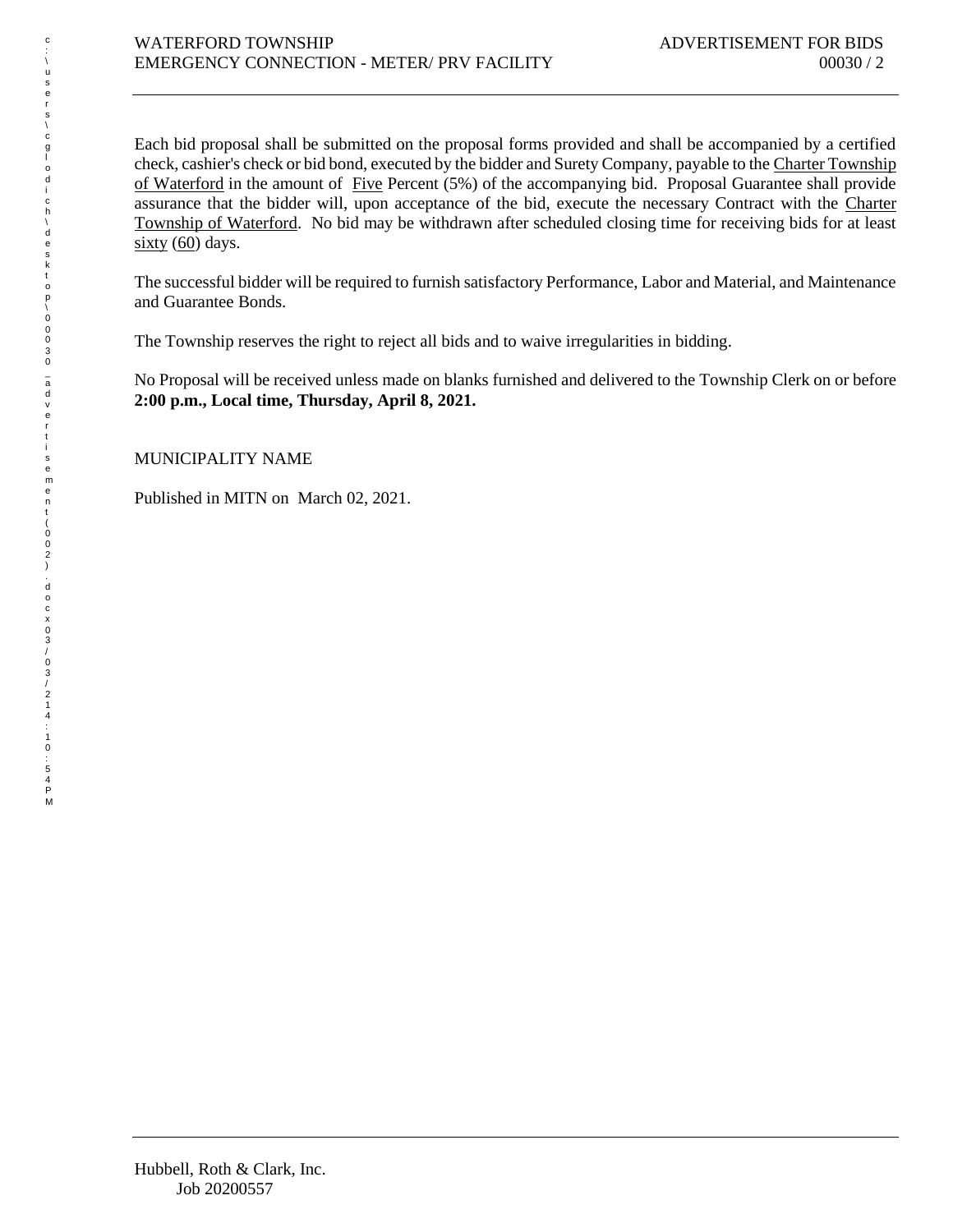Each bid proposal shall be submitted on the proposal forms provided and shall be accompanied by a certified check, cashier's check or bid bond, executed by the bidder and Surety Company, payable to the Charter Township of Waterford in the amount of Five Percent (5%) of the accompanying bid. Proposal Guarantee shall provide assurance that the bidder will, upon acceptance of the bid, execute the necessary Contract with the Charter Township of Waterford. No bid may be withdrawn after scheduled closing time for receiving bids for at least sixty (60) days.

The successful bidder will be required to furnish satisfactory Performance, Labor and Material, and Maintenance and Guarantee Bonds.

The Township reserves the right to reject all bids and to waive irregularities in bidding.

No Proposal will be received unless made on blanks furnished and delivered to the Township Clerk on or before **2:00 p.m., Local time, Thursday, April 8, 2021.**

MUNICIPALITY NAME

Published in MITN on March 02, 2021.

Hubbell, Roth & Clark, Inc.
Job 20200557